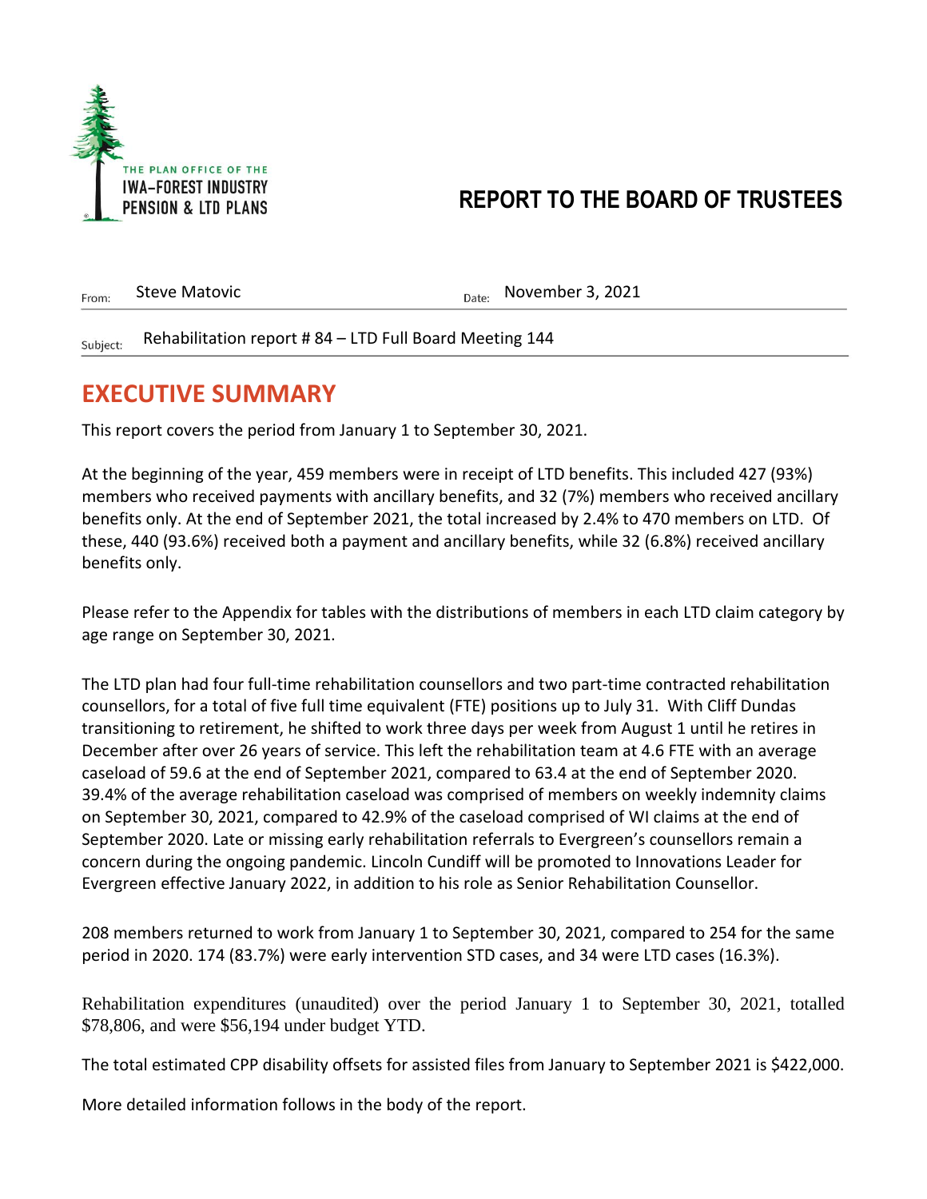THE PLAN OFFICE OF THE
IWA–FOREST INDUSTRY
PENSION & LTD PLANS

# REPORT TO THE BOARD OF TRUSTEES

From: Steve Matovic

Date: November 3, 2021

Subject: Rehabilitation report # 84 – LTD Full Board Meeting 144

## EXECUTIVE SUMMARY

This report covers the period from January 1 to September 30, 2021.

At the beginning of the year, 459 members were in receipt of LTD benefits. This included 427 (93%) members who received payments with ancillary benefits, and 32 (7%) members who received ancillary benefits only. At the end of September 2021, the total increased by 2.4% to 470 members on LTD. Of these, 440 (93.6%) received both a payment and ancillary benefits, while 32 (6.8%) received ancillary benefits only.

Please refer to the Appendix for tables with the distributions of members in each LTD claim category by age range on September 30, 2021.

The LTD plan had four full-time rehabilitation counsellors and two part-time contracted rehabilitation counsellors, for a total of five full time equivalent (FTE) positions up to July 31. With Cliff Dundas transitioning to retirement, he shifted to work three days per week from August 1 until he retires in December after over 26 years of service. This left the rehabilitation team at 4.6 FTE with an average caseload of 59.6 at the end of September 2021, compared to 63.4 at the end of September 2020. 39.4% of the average rehabilitation caseload was comprised of members on weekly indemnity claims on September 30, 2021, compared to 42.9% of the caseload comprised of WI claims at the end of September 2020. Late or missing early rehabilitation referrals to Evergreen's counsellors remain a concern during the ongoing pandemic. Lincoln Cundiff will be promoted to Innovations Leader for Evergreen effective January 2022, in addition to his role as Senior Rehabilitation Counsellor.

208 members returned to work from January 1 to September 30, 2021, compared to 254 for the same period in 2020. 174 (83.7%) were early intervention STD cases, and 34 were LTD cases (16.3%).

Rehabilitation expenditures (unaudited) over the period January 1 to September 30, 2021, totalled $78,806, and were $56,194 under budget YTD.

The total estimated CPP disability offsets for assisted files from January to September 2021 is $422,000.

More detailed information follows in the body of the report.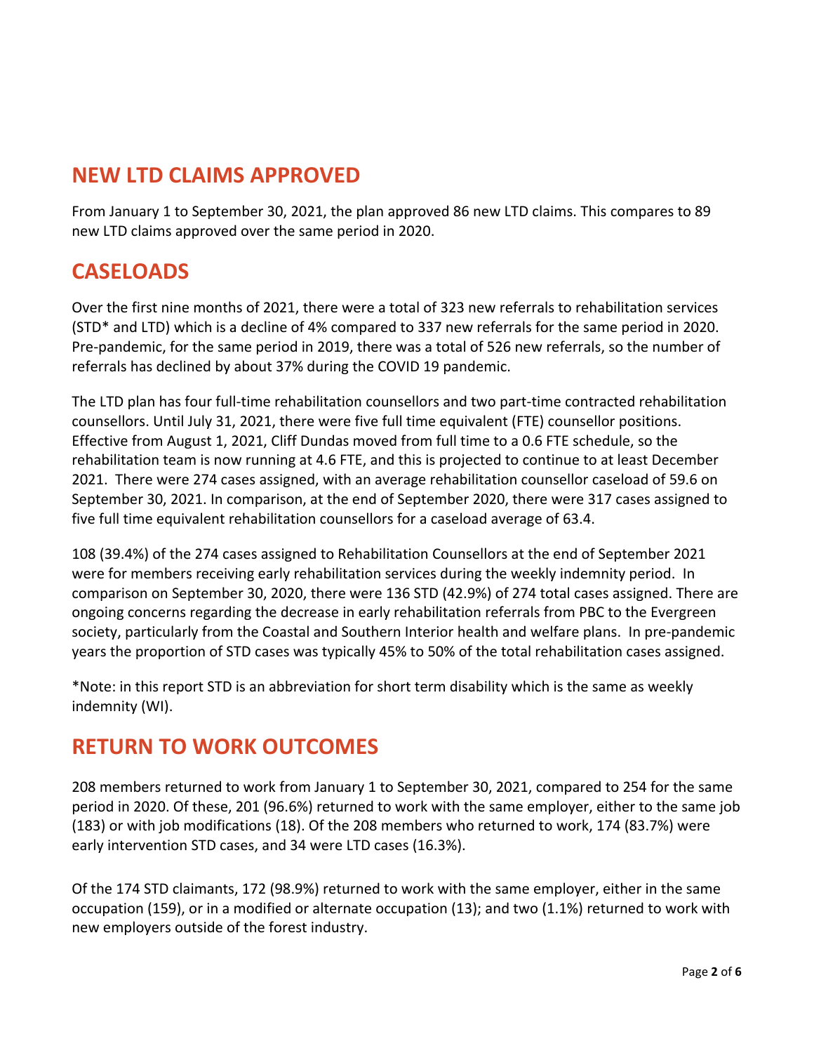## NEW LTD CLAIMS APPROVED

From January 1 to September 30, 2021, the plan approved 86 new LTD claims. This compares to 89 new LTD claims approved over the same period in 2020.

## CASELOADS

Over the first nine months of 2021, there were a total of 323 new referrals to rehabilitation services (STD* and LTD) which is a decline of 4% compared to 337 new referrals for the same period in 2020. Pre-pandemic, for the same period in 2019, there was a total of 526 new referrals, so the number of referrals has declined by about 37% during the COVID 19 pandemic.

The LTD plan has four full-time rehabilitation counsellors and two part-time contracted rehabilitation counsellors. Until July 31, 2021, there were five full time equivalent (FTE) counsellor positions. Effective from August 1, 2021, Cliff Dundas moved from full time to a 0.6 FTE schedule, so the rehabilitation team is now running at 4.6 FTE, and this is projected to continue to at least December 2021. There were 274 cases assigned, with an average rehabilitation counsellor caseload of 59.6 on September 30, 2021. In comparison, at the end of September 2020, there were 317 cases assigned to five full time equivalent rehabilitation counsellors for a caseload average of 63.4.

108 (39.4%) of the 274 cases assigned to Rehabilitation Counsellors at the end of September 2021 were for members receiving early rehabilitation services during the weekly indemnity period. In comparison on September 30, 2020, there were 136 STD (42.9%) of 274 total cases assigned. There are ongoing concerns regarding the decrease in early rehabilitation referrals from PBC to the Evergreen society, particularly from the Coastal and Southern Interior health and welfare plans. In pre-pandemic years the proportion of STD cases was typically 45% to 50% of the total rehabilitation cases assigned.

*Note: in this report STD is an abbreviation for short term disability which is the same as weekly indemnity (WI).

## RETURN TO WORK OUTCOMES

208 members returned to work from January 1 to September 30, 2021, compared to 254 for the same period in 2020. Of these, 201 (96.6%) returned to work with the same employer, either to the same job (183) or with job modifications (18). Of the 208 members who returned to work, 174 (83.7%) were early intervention STD cases, and 34 were LTD cases (16.3%).

Of the 174 STD claimants, 172 (98.9%) returned to work with the same employer, either in the same occupation (159), or in a modified or alternate occupation (13); and two (1.1%) returned to work with new employers outside of the forest industry.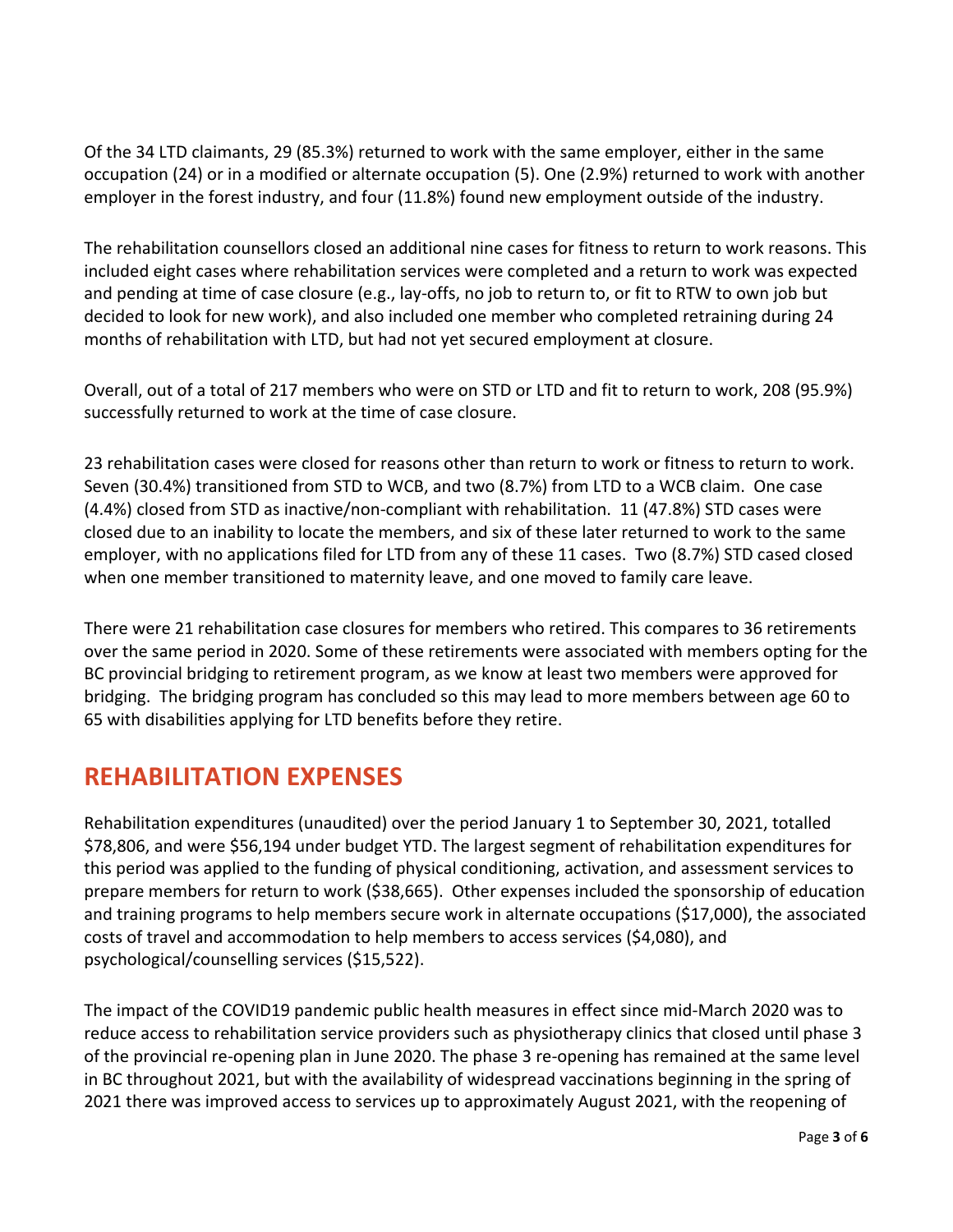Of the 34 LTD claimants, 29 (85.3%) returned to work with the same employer, either in the same occupation (24) or in a modified or alternate occupation (5). One (2.9%) returned to work with another employer in the forest industry, and four (11.8%) found new employment outside of the industry.

The rehabilitation counsellors closed an additional nine cases for fitness to return to work reasons. This included eight cases where rehabilitation services were completed and a return to work was expected and pending at time of case closure (e.g., lay-offs, no job to return to, or fit to RTW to own job but decided to look for new work), and also included one member who completed retraining during 24 months of rehabilitation with LTD, but had not yet secured employment at closure.

Overall, out of a total of 217 members who were on STD or LTD and fit to return to work, 208 (95.9%) successfully returned to work at the time of case closure.

23 rehabilitation cases were closed for reasons other than return to work or fitness to return to work. Seven (30.4%) transitioned from STD to WCB, and two (8.7%) from LTD to a WCB claim. One case (4.4%) closed from STD as inactive/non-compliant with rehabilitation. 11 (47.8%) STD cases were closed due to an inability to locate the members, and six of these later returned to work to the same employer, with no applications filed for LTD from any of these 11 cases. Two (8.7%) STD cased closed when one member transitioned to maternity leave, and one moved to family care leave.

There were 21 rehabilitation case closures for members who retired. This compares to 36 retirements over the same period in 2020. Some of these retirements were associated with members opting for the BC provincial bridging to retirement program, as we know at least two members were approved for bridging. The bridging program has concluded so this may lead to more members between age 60 to 65 with disabilities applying for LTD benefits before they retire.

## REHABILITATION EXPENSES

Rehabilitation expenditures (unaudited) over the period January 1 to September 30, 2021, totalled $78,806, and were $56,194 under budget YTD. The largest segment of rehabilitation expenditures for this period was applied to the funding of physical conditioning, activation, and assessment services to prepare members for return to work ($38,665). Other expenses included the sponsorship of education and training programs to help members secure work in alternate occupations ($17,000), the associated costs of travel and accommodation to help members to access services ($4,080), and psychological/counselling services ($15,522).

The impact of the COVID19 pandemic public health measures in effect since mid-March 2020 was to reduce access to rehabilitation service providers such as physiotherapy clinics that closed until phase 3 of the provincial re-opening plan in June 2020. The phase 3 re-opening has remained at the same level in BC throughout 2021, but with the availability of widespread vaccinations beginning in the spring of 2021 there was improved access to services up to approximately August 2021, with the reopening of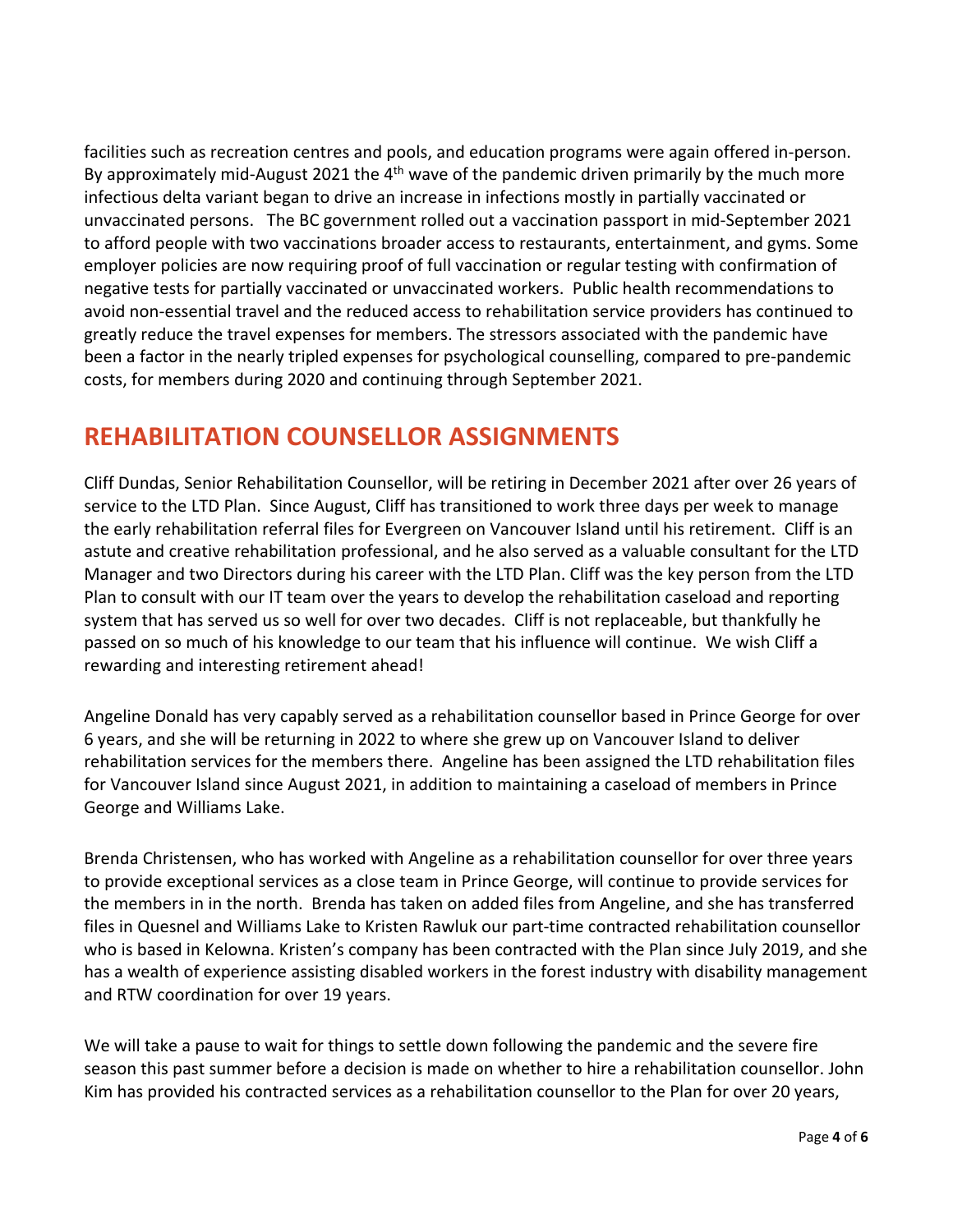facilities such as recreation centres and pools, and education programs were again offered in-person. By approximately mid-August 2021 the 4th wave of the pandemic driven primarily by the much more infectious delta variant began to drive an increase in infections mostly in partially vaccinated or unvaccinated persons. The BC government rolled out a vaccination passport in mid-September 2021 to afford people with two vaccinations broader access to restaurants, entertainment, and gyms. Some employer policies are now requiring proof of full vaccination or regular testing with confirmation of negative tests for partially vaccinated or unvaccinated workers. Public health recommendations to avoid non-essential travel and the reduced access to rehabilitation service providers has continued to greatly reduce the travel expenses for members. The stressors associated with the pandemic have been a factor in the nearly tripled expenses for psychological counselling, compared to pre-pandemic costs, for members during 2020 and continuing through September 2021.

## REHABILITATION COUNSELLOR ASSIGNMENTS

Cliff Dundas, Senior Rehabilitation Counsellor, will be retiring in December 2021 after over 26 years of service to the LTD Plan. Since August, Cliff has transitioned to work three days per week to manage the early rehabilitation referral files for Evergreen on Vancouver Island until his retirement. Cliff is an astute and creative rehabilitation professional, and he also served as a valuable consultant for the LTD Manager and two Directors during his career with the LTD Plan. Cliff was the key person from the LTD Plan to consult with our IT team over the years to develop the rehabilitation caseload and reporting system that has served us so well for over two decades. Cliff is not replaceable, but thankfully he passed on so much of his knowledge to our team that his influence will continue. We wish Cliff a rewarding and interesting retirement ahead!

Angeline Donald has very capably served as a rehabilitation counsellor based in Prince George for over 6 years, and she will be returning in 2022 to where she grew up on Vancouver Island to deliver rehabilitation services for the members there. Angeline has been assigned the LTD rehabilitation files for Vancouver Island since August 2021, in addition to maintaining a caseload of members in Prince George and Williams Lake.

Brenda Christensen, who has worked with Angeline as a rehabilitation counsellor for over three years to provide exceptional services as a close team in Prince George, will continue to provide services for the members in in the north. Brenda has taken on added files from Angeline, and she has transferred files in Quesnel and Williams Lake to Kristen Rawluk our part-time contracted rehabilitation counsellor who is based in Kelowna. Kristen's company has been contracted with the Plan since July 2019, and she has a wealth of experience assisting disabled workers in the forest industry with disability management and RTW coordination for over 19 years.

We will take a pause to wait for things to settle down following the pandemic and the severe fire season this past summer before a decision is made on whether to hire a rehabilitation counsellor. John Kim has provided his contracted services as a rehabilitation counsellor to the Plan for over 20 years,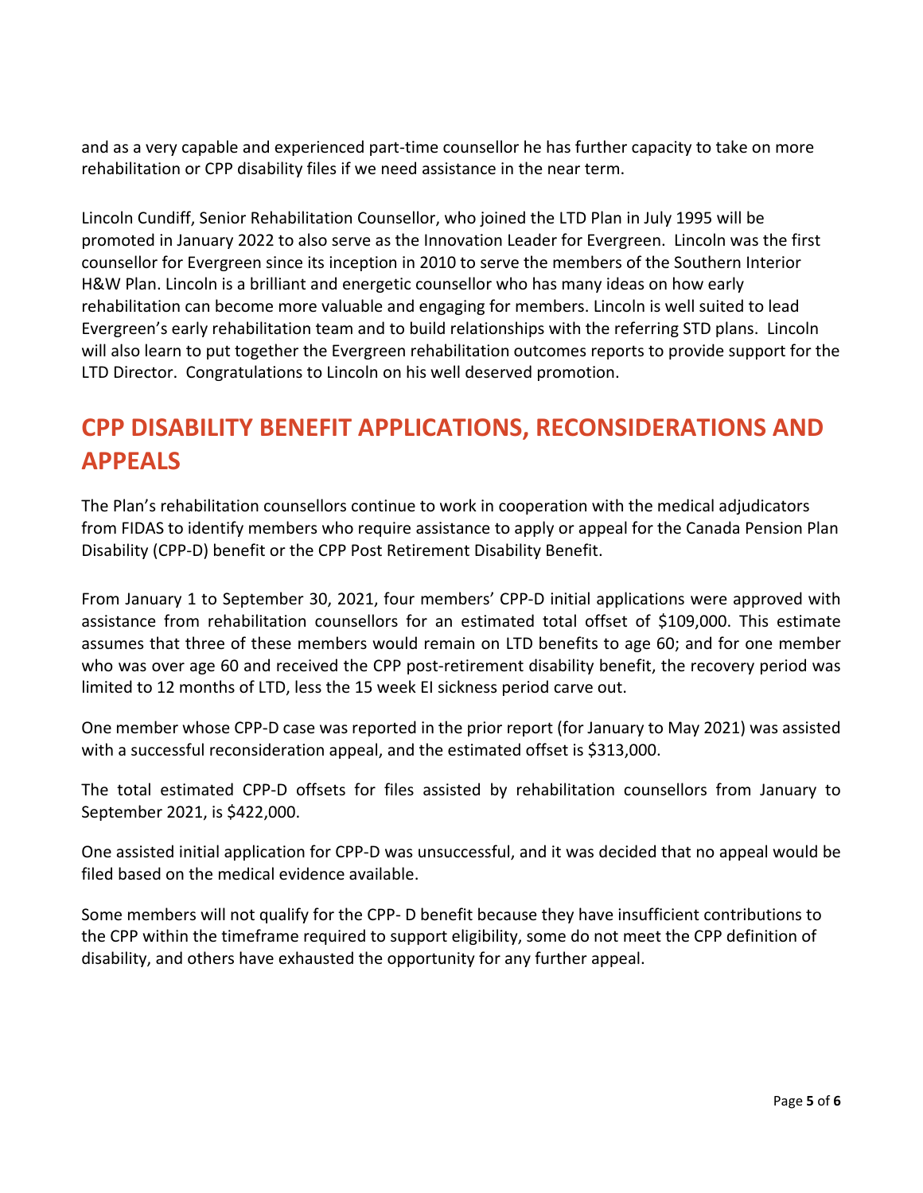and as a very capable and experienced part-time counsellor he has further capacity to take on more rehabilitation or CPP disability files if we need assistance in the near term.

Lincoln Cundiff, Senior Rehabilitation Counsellor, who joined the LTD Plan in July 1995 will be promoted in January 2022 to also serve as the Innovation Leader for Evergreen. Lincoln was the first counsellor for Evergreen since its inception in 2010 to serve the members of the Southern Interior H&W Plan. Lincoln is a brilliant and energetic counsellor who has many ideas on how early rehabilitation can become more valuable and engaging for members. Lincoln is well suited to lead Evergreen's early rehabilitation team and to build relationships with the referring STD plans. Lincoln will also learn to put together the Evergreen rehabilitation outcomes reports to provide support for the LTD Director. Congratulations to Lincoln on his well deserved promotion.

## CPP DISABILITY BENEFIT APPLICATIONS, RECONSIDERATIONS AND APPEALS

The Plan's rehabilitation counsellors continue to work in cooperation with the medical adjudicators from FIDAS to identify members who require assistance to apply or appeal for the Canada Pension Plan Disability (CPP-D) benefit or the CPP Post Retirement Disability Benefit.

From January 1 to September 30, 2021, four members' CPP-D initial applications were approved with assistance from rehabilitation counsellors for an estimated total offset of $109,000. This estimate assumes that three of these members would remain on LTD benefits to age 60; and for one member who was over age 60 and received the CPP post-retirement disability benefit, the recovery period was limited to 12 months of LTD, less the 15 week EI sickness period carve out.

One member whose CPP-D case was reported in the prior report (for January to May 2021) was assisted with a successful reconsideration appeal, and the estimated offset is $313,000.

The total estimated CPP-D offsets for files assisted by rehabilitation counsellors from January to September 2021, is $422,000.

One assisted initial application for CPP-D was unsuccessful, and it was decided that no appeal would be filed based on the medical evidence available.

Some members will not qualify for the CPP- D benefit because they have insufficient contributions to the CPP within the timeframe required to support eligibility, some do not meet the CPP definition of disability, and others have exhausted the opportunity for any further appeal.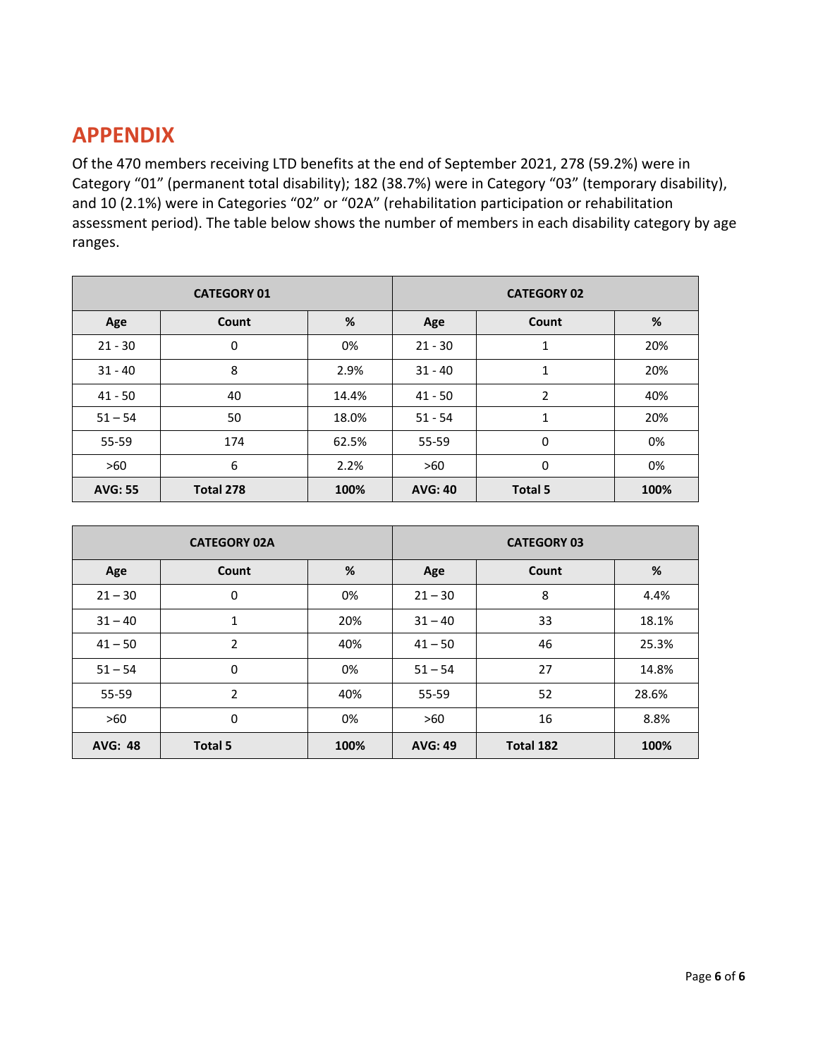# APPENDIX

Of the 470 members receiving LTD benefits at the end of September 2021, 278 (59.2%) were in Category "01" (permanent total disability); 182 (38.7%) were in Category "03" (temporary disability), and 10 (2.1%) were in Categories "02" or "02A" (rehabilitation participation or rehabilitation assessment period). The table below shows the number of members in each disability category by age ranges.

| CATEGORY 01 | | | CATEGORY 02 | | |
|---|---|---|---|---|---|
| **Age** | **Count** | **%** | **Age** | **Count** | **%** |
| 21 - 30 | 0 | 0% | 21 - 30 | 1 | 20% |
| 31 - 40 | 8 | 2.9% | 31 - 40 | 1 | 20% |
| 41 - 50 | 40 | 14.4% | 41 - 50 | 2 | 40% |
| 51 – 54 | 50 | 18.0% | 51 - 54 | 1 | 20% |
| 55-59 | 174 | 62.5% | 55-59 | 0 | 0% |
| >60 | 6 | 2.2% | >60 | 0 | 0% |
| **AVG: 55** | **Total 278** | **100%** | **AVG: 40** | **Total 5** | **100%** |

| CATEGORY 02A | | | CATEGORY 03 | | |
|---|---|---|---|---|---|
| **Age** | **Count** | **%** | **Age** | **Count** | **%** |
| 21 – 30 | 0 | 0% | 21 – 30 | 8 | 4.4% |
| 31 – 40 | 1 | 20% | 31 – 40 | 33 | 18.1% |
| 41 – 50 | 2 | 40% | 41 – 50 | 46 | 25.3% |
| 51 – 54 | 0 | 0% | 51 – 54 | 27 | 14.8% |
| 55-59 | 2 | 40% | 55-59 | 52 | 28.6% |
| >60 | 0 | 0% | >60 | 16 | 8.8% |
| **AVG: 48** | **Total 5** | **100%** | **AVG: 49** | **Total 182** | **100%** |